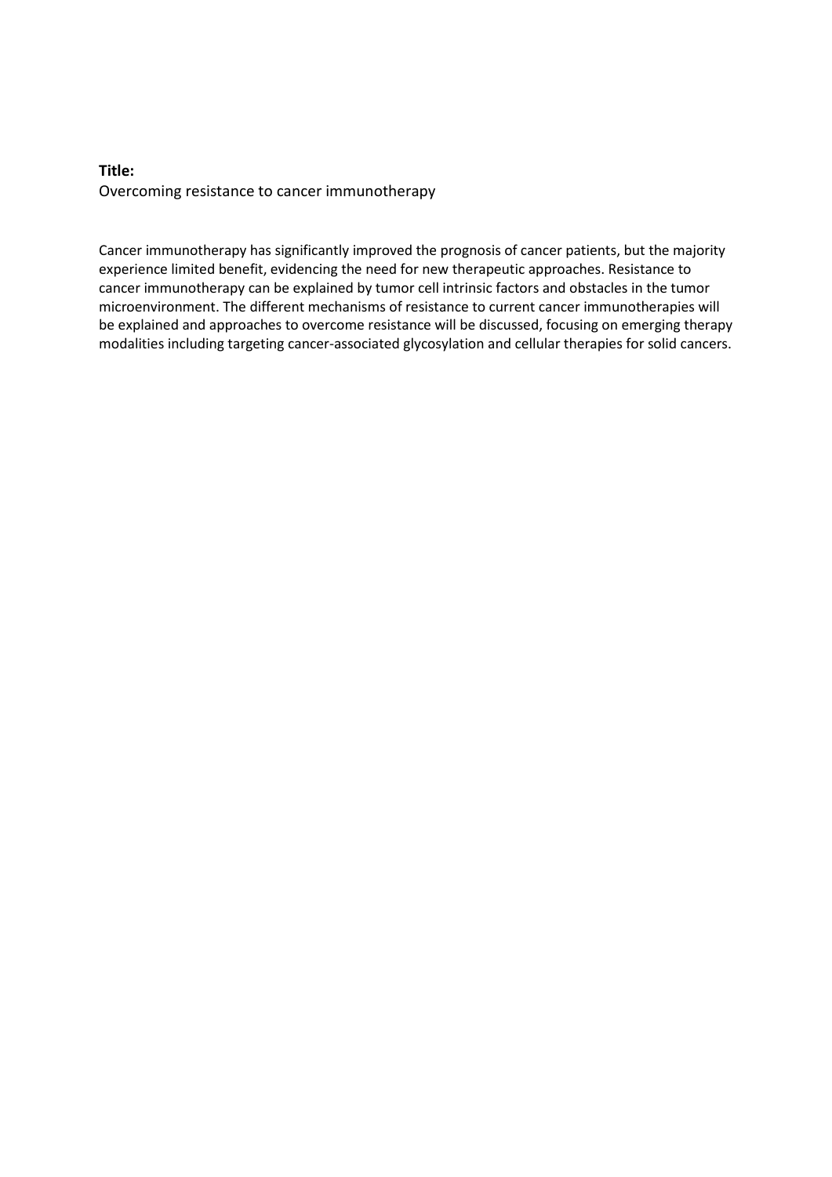**Title:**
Overcoming resistance to cancer immunotherapy

Cancer immunotherapy has significantly improved the prognosis of cancer patients, but the majority experience limited benefit, evidencing the need for new therapeutic approaches. Resistance to cancer immunotherapy can be explained by tumor cell intrinsic factors and obstacles in the tumor microenvironment. The different mechanisms of resistance to current cancer immunotherapies will be explained and approaches to overcome resistance will be discussed, focusing on emerging therapy modalities including targeting cancer-associated glycosylation and cellular therapies for solid cancers.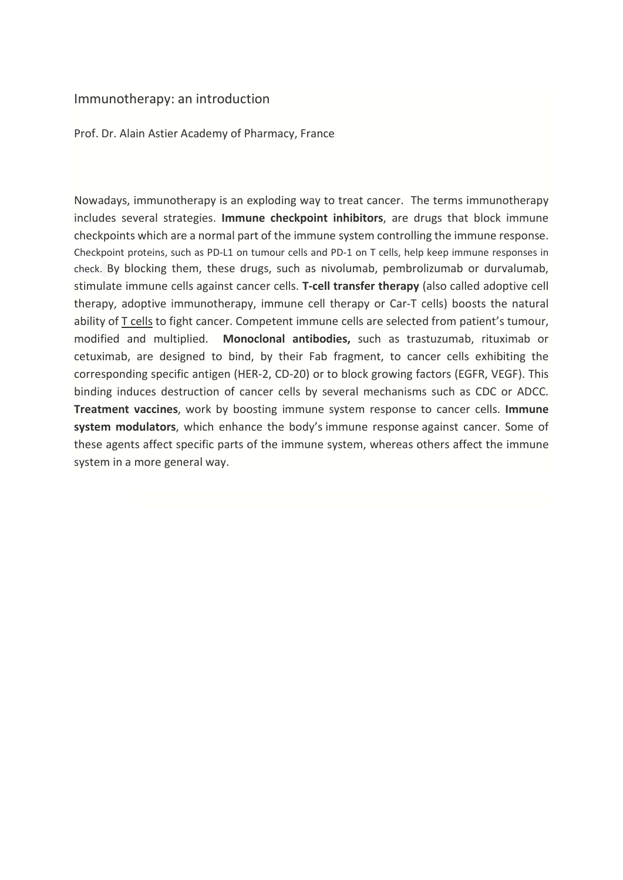# Immunotherapy: an introduction

Prof. Dr. Alain Astier Academy of Pharmacy, France

Nowadays, immunotherapy is an exploding way to treat cancer. The terms immunotherapy includes several strategies. **Immune checkpoint inhibitors**, are drugs that block immune checkpoints which are a normal part of the immune system controlling the immune response. Checkpoint proteins, such as PD-L1 on tumour cells and PD-1 on T cells, help keep immune responses in check. By blocking them, these drugs, such as nivolumab, pembrolizumab or durvalumab, stimulate immune cells against cancer cells. **T-cell transfer therapy** (also called adoptive cell therapy, adoptive immunotherapy, immune cell therapy or Car-T cells) boosts the natural ability of T cells to fight cancer. Competent immune cells are selected from patient's tumour, modified and multiplied. **Monoclonal antibodies,** such as trastuzumab, rituximab or cetuximab, are designed to bind, by their Fab fragment, to cancer cells exhibiting the corresponding specific antigen (HER-2, CD-20) or to block growing factors (EGFR, VEGF). This binding induces destruction of cancer cells by several mechanisms such as CDC or ADCC. **Treatment vaccines**, work by boosting immune system response to cancer cells. **Immune system modulators**, which enhance the body's immune response against cancer. Some of these agents affect specific parts of the immune system, whereas others affect the immune system in a more general way.